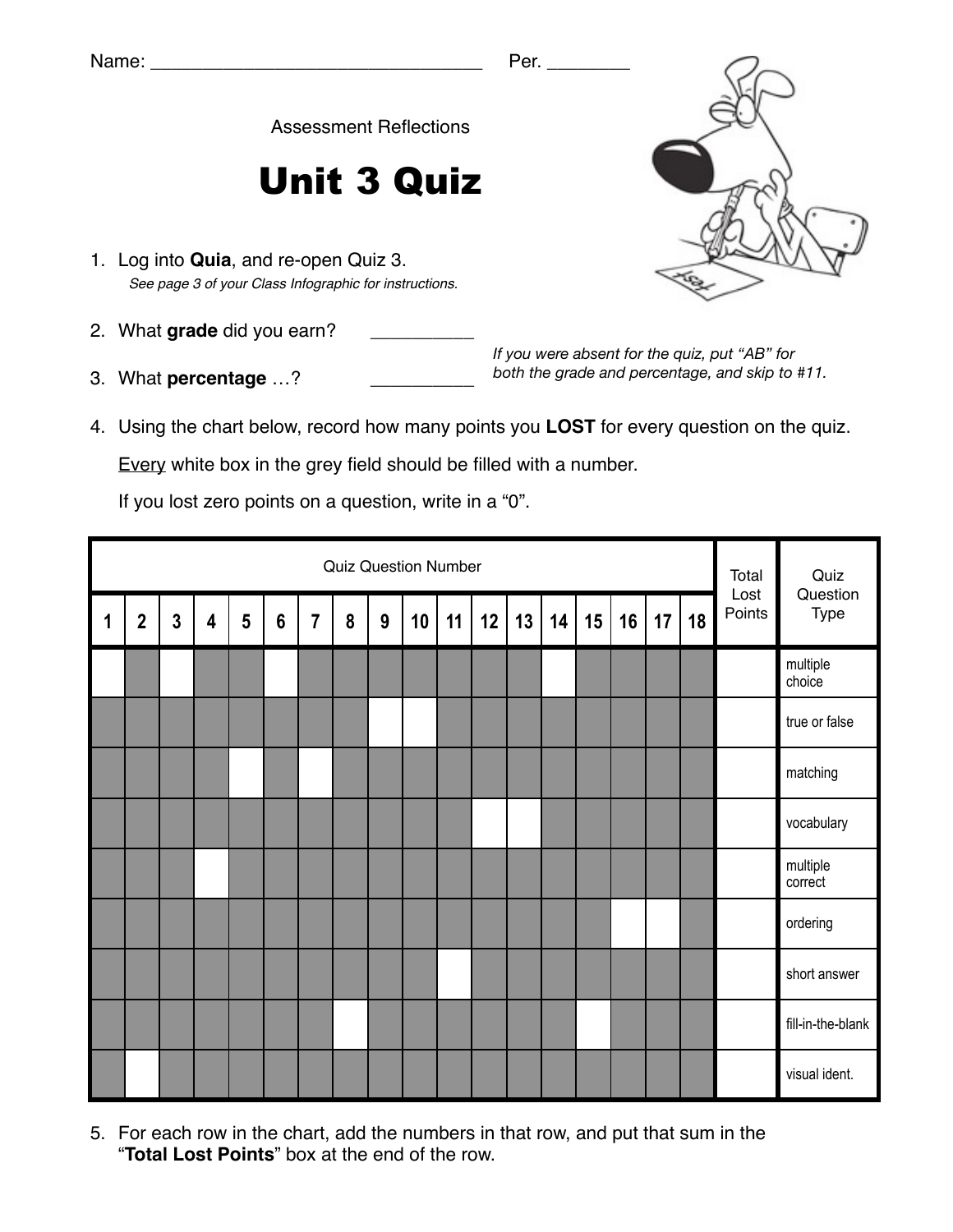Name: ________________________________ Per. ________

Assessment Reflections

# Unit 3 Quiz

1. Log into **Quia**, and re-open Quiz 3.
   *See page 3 of your Class Infographic for instructions.*

2. What **grade** did you earn? __________

3. What **percentage** …? __________

*If you were absent for the quiz, put "AB" for both the grade and percentage, and skip to #11.*

4. Using the chart below, record how many points you **LOST** for every question on the quiz.

   Every white box in the grey field should be filled with a number.

   If you lost zero points on a question, write in a "0".

| Quiz Question Number | | | | | | | | | | | | | | | | | | Total Lost Points | Quiz Question Type |
|---|---|---|---|---|---|---|---|---|---|---|---|---|---|---|---|---|---|---|---|
| 1 | 2 | 3 | 4 | 5 | 6 | 7 | 8 | 9 | 10 | 11 | 12 | 13 | 14 | 15 | 16 | 17 | 18 | | |
| | | | | | | | | | | | | | | | | | | | multiple choice |
| | | | | | | | | | | | | | | | | | | | true or false |
| | | | | | | | | | | | | | | | | | | | matching |
| | | | | | | | | | | | | | | | | | | | vocabulary |
| | | | | | | | | | | | | | | | | | | | multiple correct |
| | | | | | | | | | | | | | | | | | | | ordering |
| | | | | | | | | | | | | | | | | | | | short answer |
| | | | | | | | | | | | | | | | | | | | fill-in-the-blank |
| | | | | | | | | | | | | | | | | | | | visual ident. |

5. For each row in the chart, add the numbers in that row, and put that sum in the "**Total Lost Points**" box at the end of the row.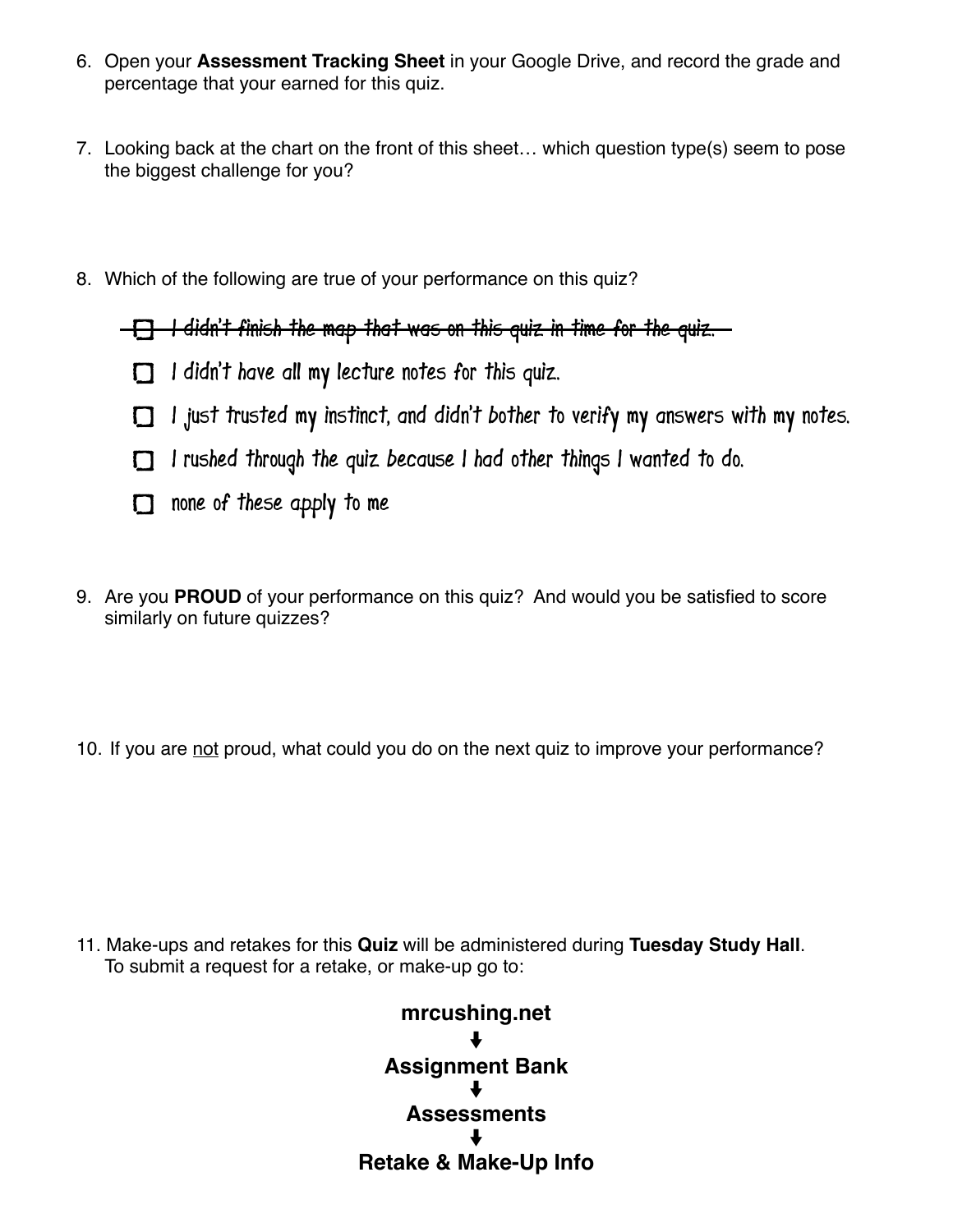6. Open your **Assessment Tracking Sheet** in your Google Drive, and record the grade and percentage that your earned for this quiz.

7. Looking back at the chart on the front of this sheet… which question type(s) seem to pose the biggest challenge for you?

8. Which of the following are true of your performance on this quiz?

   - ☐ ~~I didn't finish the map that was on this quiz in time for the quiz.~~
   - ☐ I didn't have all my lecture notes for this quiz.
   - ☐ I just trusted my instinct, and didn't bother to verify my answers with my notes.
   - ☐ I rushed through the quiz because I had other things I wanted to do.
   - ☐ none of these apply to me

9. Are you **PROUD** of your performance on this quiz? And would you be satisfied to score similarly on future quizzes?

10. If you are <u>not</u> proud, what could you do on the next quiz to improve your performance?

11. Make-ups and retakes for this **Quiz** will be administered during **Tuesday Study Hall**. To submit a request for a retake, or make-up go to:

**mrcushing.net**

⬇

**Assignment Bank**

⬇

**Assessments**

⬇

**Retake & Make-Up Info**